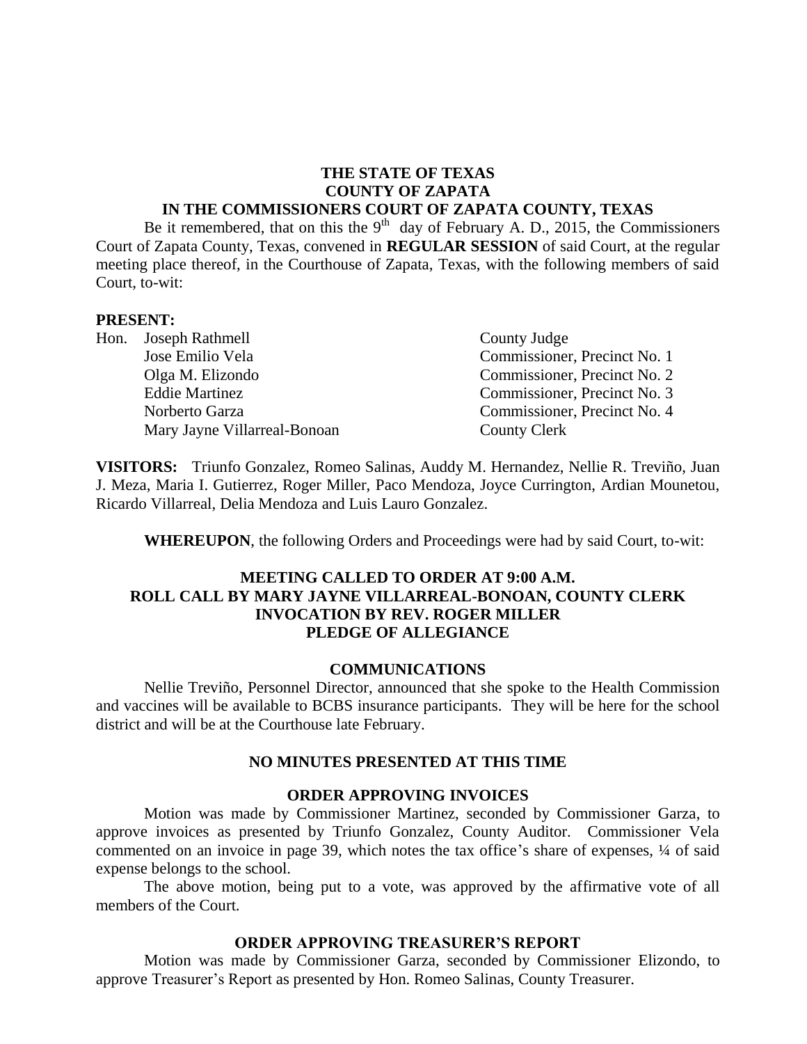**THE STATE OF TEXAS**
**COUNTY OF ZAPATA**
**IN THE COMMISSIONERS COURT OF ZAPATA COUNTY, TEXAS**

Be it remembered, that on this the 9th day of February A. D., 2015, the Commissioners Court of Zapata County, Texas, convened in **REGULAR SESSION** of said Court, at the regular meeting place thereof, in the Courthouse of Zapata, Texas, with the following members of said Court, to-wit:

**PRESENT:**

| | | |
|---|---|---|
| Hon. | Joseph Rathmell | County Judge |
| | Jose Emilio Vela | Commissioner, Precinct No. 1 |
| | Olga M. Elizondo | Commissioner, Precinct No. 2 |
| | Eddie Martinez | Commissioner, Precinct No. 3 |
| | Norberto Garza | Commissioner, Precinct No. 4 |
| | Mary Jayne Villarreal-Bonoan | County Clerk |

**VISITORS:** Triunfo Gonzalez, Romeo Salinas, Auddy M. Hernandez, Nellie R. Treviño, Juan J. Meza, Maria I. Gutierrez, Roger Miller, Paco Mendoza, Joyce Currington, Ardian Mounetou, Ricardo Villarreal, Delia Mendoza and Luis Lauro Gonzalez.

**WHEREUPON**, the following Orders and Proceedings were had by said Court, to-wit:

**MEETING CALLED TO ORDER AT 9:00 A.M.**
**ROLL CALL BY MARY JAYNE VILLARREAL-BONOAN, COUNTY CLERK**
**INVOCATION BY REV. ROGER MILLER**
**PLEDGE OF ALLEGIANCE**

**COMMUNICATIONS**

Nellie Treviño, Personnel Director, announced that she spoke to the Health Commission and vaccines will be available to BCBS insurance participants. They will be here for the school district and will be at the Courthouse late February.

**NO MINUTES PRESENTED AT THIS TIME**

**ORDER APPROVING INVOICES**

Motion was made by Commissioner Martinez, seconded by Commissioner Garza, to approve invoices as presented by Triunfo Gonzalez, County Auditor. Commissioner Vela commented on an invoice in page 39, which notes the tax office's share of expenses, ¼ of said expense belongs to the school.

The above motion, being put to a vote, was approved by the affirmative vote of all members of the Court.

**ORDER APPROVING TREASURER'S REPORT**

Motion was made by Commissioner Garza, seconded by Commissioner Elizondo, to approve Treasurer's Report as presented by Hon. Romeo Salinas, County Treasurer.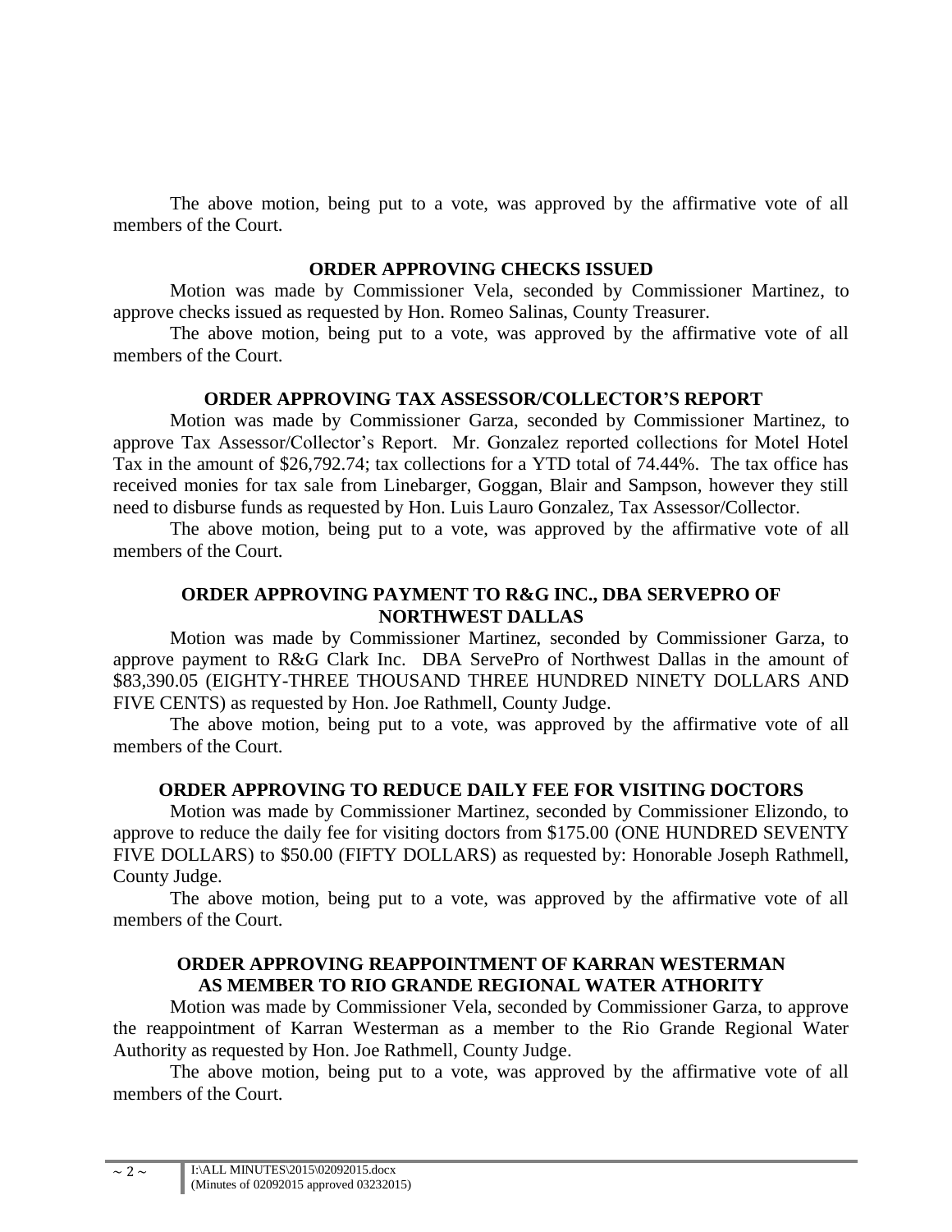The above motion, being put to a vote, was approved by the affirmative vote of all members of the Court.

**ORDER APPROVING CHECKS ISSUED**

Motion was made by Commissioner Vela, seconded by Commissioner Martinez, to approve checks issued as requested by Hon. Romeo Salinas, County Treasurer.

The above motion, being put to a vote, was approved by the affirmative vote of all members of the Court.

**ORDER APPROVING TAX ASSESSOR/COLLECTOR'S REPORT**

Motion was made by Commissioner Garza, seconded by Commissioner Martinez, to approve Tax Assessor/Collector's Report. Mr. Gonzalez reported collections for Motel Hotel Tax in the amount of $26,792.74; tax collections for a YTD total of 74.44%. The tax office has received monies for tax sale from Linebarger, Goggan, Blair and Sampson, however they still need to disburse funds as requested by Hon. Luis Lauro Gonzalez, Tax Assessor/Collector.

The above motion, being put to a vote, was approved by the affirmative vote of all members of the Court.

**ORDER APPROVING PAYMENT TO R&G INC., DBA SERVEPRO OF NORTHWEST DALLAS**

Motion was made by Commissioner Martinez, seconded by Commissioner Garza, to approve payment to R&G Clark Inc. DBA ServePro of Northwest Dallas in the amount of $83,390.05 (EIGHTY-THREE THOUSAND THREE HUNDRED NINETY DOLLARS AND FIVE CENTS) as requested by Hon. Joe Rathmell, County Judge.

The above motion, being put to a vote, was approved by the affirmative vote of all members of the Court.

**ORDER APPROVING TO REDUCE DAILY FEE FOR VISITING DOCTORS**

Motion was made by Commissioner Martinez, seconded by Commissioner Elizondo, to approve to reduce the daily fee for visiting doctors from $175.00 (ONE HUNDRED SEVENTY FIVE DOLLARS) to $50.00 (FIFTY DOLLARS) as requested by: Honorable Joseph Rathmell, County Judge.

The above motion, being put to a vote, was approved by the affirmative vote of all members of the Court.

**ORDER APPROVING REAPPOINTMENT OF KARRAN WESTERMAN AS MEMBER TO RIO GRANDE REGIONAL WATER ATHORITY**

Motion was made by Commissioner Vela, seconded by Commissioner Garza, to approve the reappointment of Karran Westerman as a member to the Rio Grande Regional Water Authority as requested by Hon. Joe Rathmell, County Judge.

The above motion, being put to a vote, was approved by the affirmative vote of all members of the Court.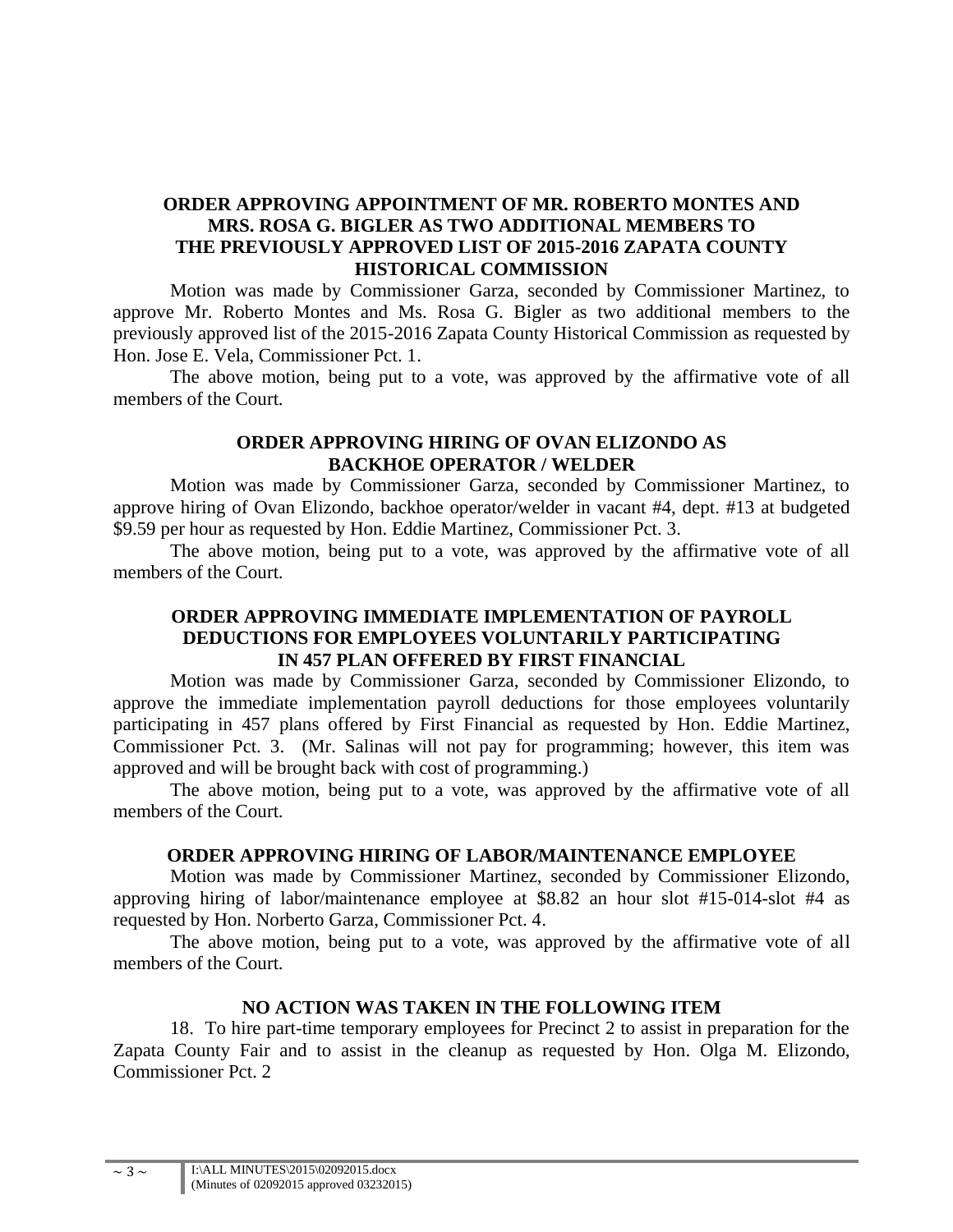**ORDER APPROVING APPOINTMENT OF MR. ROBERTO MONTES AND MRS. ROSA G. BIGLER AS TWO ADDITIONAL MEMBERS TO THE PREVIOUSLY APPROVED LIST OF 2015-2016 ZAPATA COUNTY HISTORICAL COMMISSION**

Motion was made by Commissioner Garza, seconded by Commissioner Martinez, to approve Mr. Roberto Montes and Ms. Rosa G. Bigler as two additional members to the previously approved list of the 2015-2016 Zapata County Historical Commission as requested by Hon. Jose E. Vela, Commissioner Pct. 1.

The above motion, being put to a vote, was approved by the affirmative vote of all members of the Court.

**ORDER APPROVING HIRING OF OVAN ELIZONDO AS BACKHOE OPERATOR / WELDER**

Motion was made by Commissioner Garza, seconded by Commissioner Martinez, to approve hiring of Ovan Elizondo, backhoe operator/welder in vacant #4, dept. #13 at budgeted $9.59 per hour as requested by Hon. Eddie Martinez, Commissioner Pct. 3.

The above motion, being put to a vote, was approved by the affirmative vote of all members of the Court.

**ORDER APPROVING IMMEDIATE IMPLEMENTATION OF PAYROLL DEDUCTIONS FOR EMPLOYEES VOLUNTARILY PARTICIPATING IN 457 PLAN OFFERED BY FIRST FINANCIAL**

Motion was made by Commissioner Garza, seconded by Commissioner Elizondo, to approve the immediate implementation payroll deductions for those employees voluntarily participating in 457 plans offered by First Financial as requested by Hon. Eddie Martinez, Commissioner Pct. 3. (Mr. Salinas will not pay for programming; however, this item was approved and will be brought back with cost of programming.)

The above motion, being put to a vote, was approved by the affirmative vote of all members of the Court.

**ORDER APPROVING HIRING OF LABOR/MAINTENANCE EMPLOYEE**

Motion was made by Commissioner Martinez, seconded by Commissioner Elizondo, approving hiring of labor/maintenance employee at $8.82 an hour slot #15-014-slot #4 as requested by Hon. Norberto Garza, Commissioner Pct. 4.

The above motion, being put to a vote, was approved by the affirmative vote of all members of the Court.

**NO ACTION WAS TAKEN IN THE FOLLOWING ITEM**

18. To hire part-time temporary employees for Precinct 2 to assist in preparation for the Zapata County Fair and to assist in the cleanup as requested by Hon. Olga M. Elizondo, Commissioner Pct. 2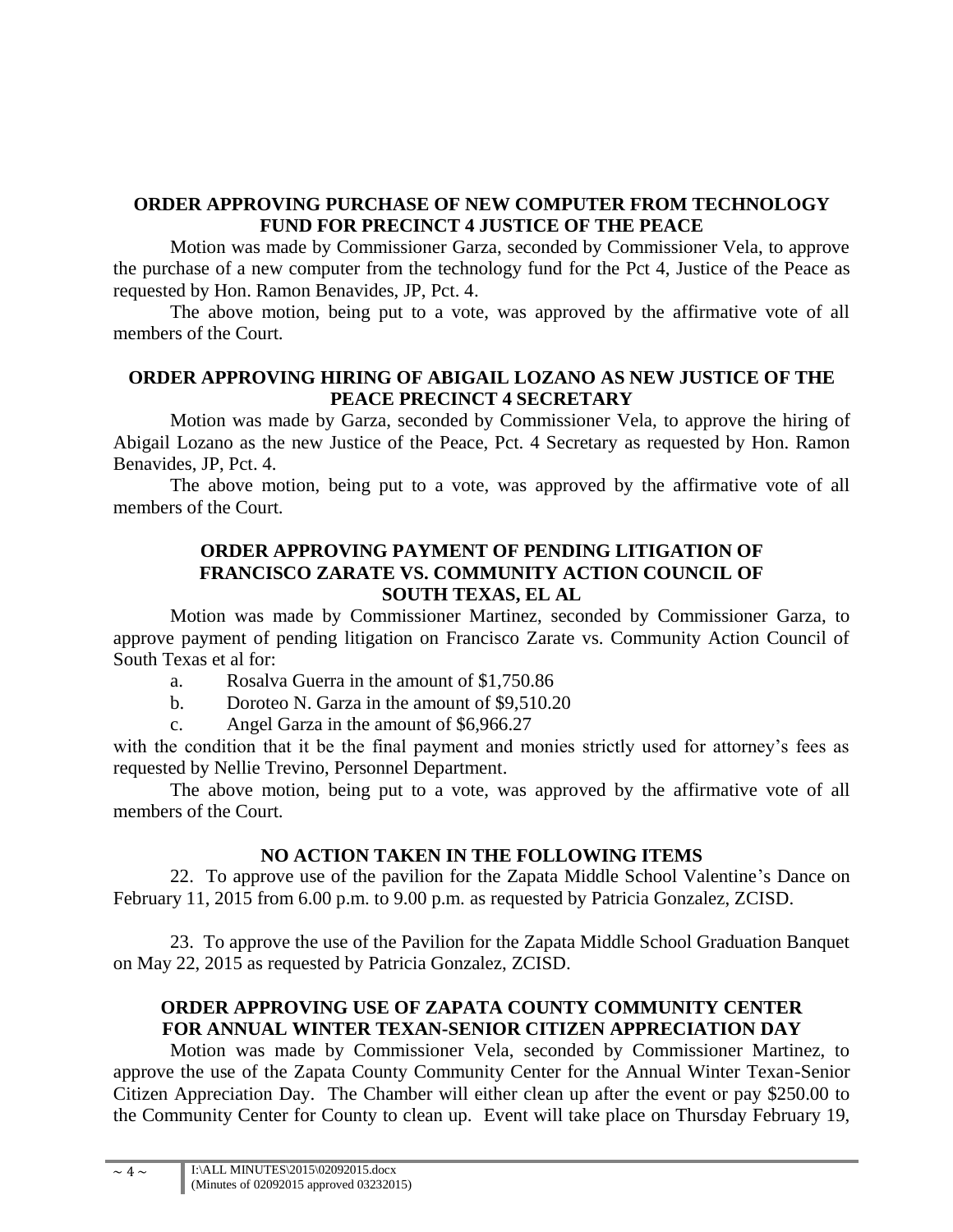**ORDER APPROVING PURCHASE OF NEW COMPUTER FROM TECHNOLOGY FUND FOR PRECINCT 4 JUSTICE OF THE PEACE**

Motion was made by Commissioner Garza, seconded by Commissioner Vela, to approve the purchase of a new computer from the technology fund for the Pct 4, Justice of the Peace as requested by Hon. Ramon Benavides, JP, Pct. 4.

The above motion, being put to a vote, was approved by the affirmative vote of all members of the Court.

**ORDER APPROVING HIRING OF ABIGAIL LOZANO AS NEW JUSTICE OF THE PEACE PRECINCT 4 SECRETARY**

Motion was made by Garza, seconded by Commissioner Vela, to approve the hiring of Abigail Lozano as the new Justice of the Peace, Pct. 4 Secretary as requested by Hon. Ramon Benavides, JP, Pct. 4.

The above motion, being put to a vote, was approved by the affirmative vote of all members of the Court.

**ORDER APPROVING PAYMENT OF PENDING LITIGATION OF FRANCISCO ZARATE VS. COMMUNITY ACTION COUNCIL OF SOUTH TEXAS, EL AL**

Motion was made by Commissioner Martinez, seconded by Commissioner Garza, to approve payment of pending litigation on Francisco Zarate vs. Community Action Council of South Texas et al for:

a. Rosalva Guerra in the amount of $1,750.86

b. Doroteo N. Garza in the amount of $9,510.20

c. Angel Garza in the amount of $6,966.27

with the condition that it be the final payment and monies strictly used for attorney's fees as requested by Nellie Trevino, Personnel Department.

The above motion, being put to a vote, was approved by the affirmative vote of all members of the Court.

**NO ACTION TAKEN IN THE FOLLOWING ITEMS**

22. To approve use of the pavilion for the Zapata Middle School Valentine's Dance on February 11, 2015 from 6.00 p.m. to 9.00 p.m. as requested by Patricia Gonzalez, ZCISD.

23. To approve the use of the Pavilion for the Zapata Middle School Graduation Banquet on May 22, 2015 as requested by Patricia Gonzalez, ZCISD.

**ORDER APPROVING USE OF ZAPATA COUNTY COMMUNITY CENTER FOR ANNUAL WINTER TEXAN-SENIOR CITIZEN APPRECIATION DAY**

Motion was made by Commissioner Vela, seconded by Commissioner Martinez, to approve the use of the Zapata County Community Center for the Annual Winter Texan-Senior Citizen Appreciation Day. The Chamber will either clean up after the event or pay $250.00 to the Community Center for County to clean up. Event will take place on Thursday February 19,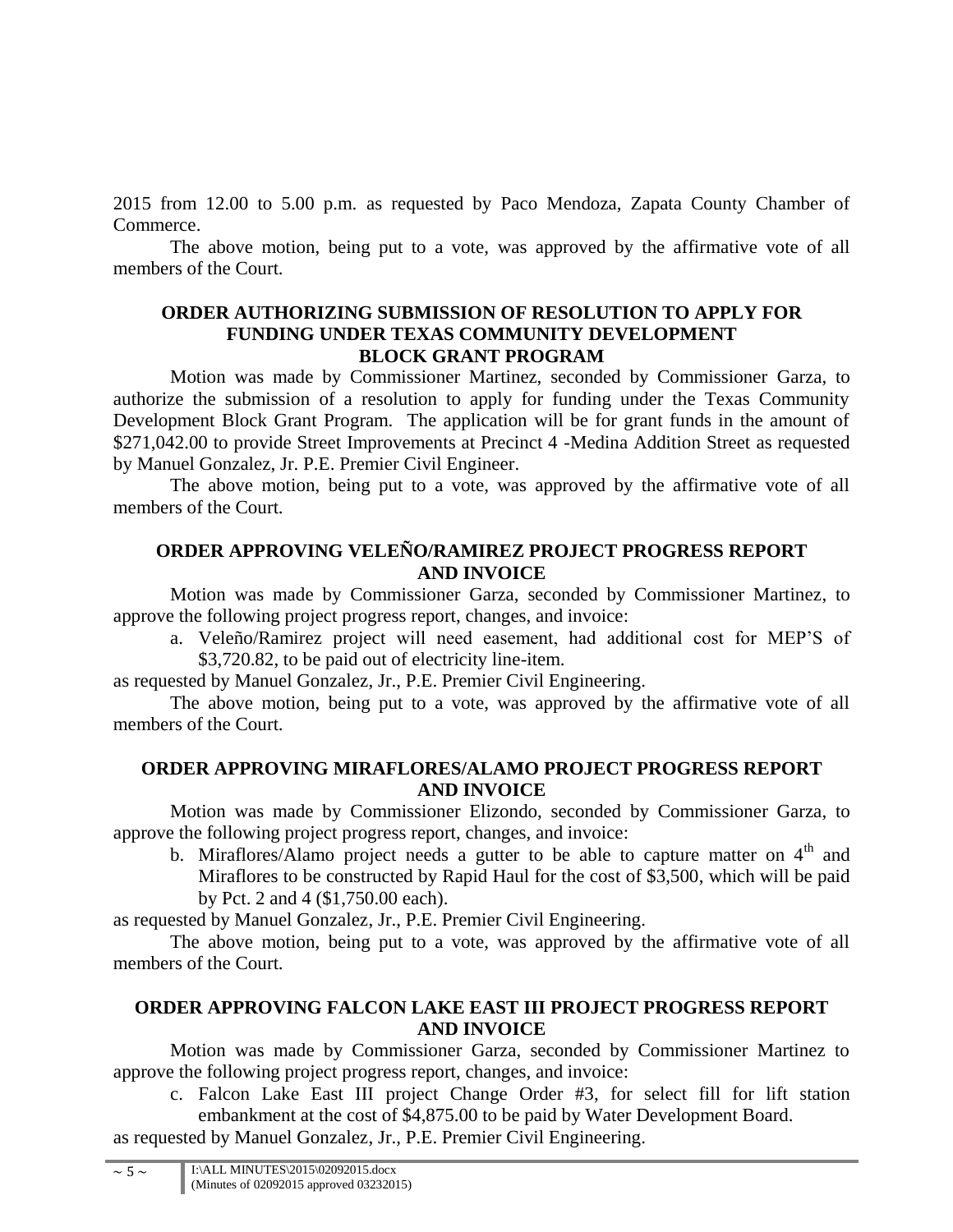2015 from 12.00 to 5.00 p.m. as requested by Paco Mendoza, Zapata County Chamber of Commerce.

The above motion, being put to a vote, was approved by the affirmative vote of all members of the Court.

**ORDER AUTHORIZING SUBMISSION OF RESOLUTION TO APPLY FOR FUNDING UNDER TEXAS COMMUNITY DEVELOPMENT BLOCK GRANT PROGRAM**

Motion was made by Commissioner Martinez, seconded by Commissioner Garza, to authorize the submission of a resolution to apply for funding under the Texas Community Development Block Grant Program. The application will be for grant funds in the amount of $271,042.00 to provide Street Improvements at Precinct 4 -Medina Addition Street as requested by Manuel Gonzalez, Jr. P.E. Premier Civil Engineer.

The above motion, being put to a vote, was approved by the affirmative vote of all members of the Court.

**ORDER APPROVING VELEÑO/RAMIREZ PROJECT PROGRESS REPORT AND INVOICE**

Motion was made by Commissioner Garza, seconded by Commissioner Martinez, to approve the following project progress report, changes, and invoice:

a. Veleño/Ramirez project will need easement, had additional cost for MEP'S of $3,720.82, to be paid out of electricity line-item.

as requested by Manuel Gonzalez, Jr., P.E. Premier Civil Engineering.

The above motion, being put to a vote, was approved by the affirmative vote of all members of the Court.

**ORDER APPROVING MIRAFLORES/ALAMO PROJECT PROGRESS REPORT AND INVOICE**

Motion was made by Commissioner Elizondo, seconded by Commissioner Garza, to approve the following project progress report, changes, and invoice:

b. Miraflores/Alamo project needs a gutter to be able to capture matter on 4th and Miraflores to be constructed by Rapid Haul for the cost of $3,500, which will be paid by Pct. 2 and 4 ($1,750.00 each).

as requested by Manuel Gonzalez, Jr., P.E. Premier Civil Engineering.

The above motion, being put to a vote, was approved by the affirmative vote of all members of the Court.

**ORDER APPROVING FALCON LAKE EAST III PROJECT PROGRESS REPORT AND INVOICE**

Motion was made by Commissioner Garza, seconded by Commissioner Martinez to approve the following project progress report, changes, and invoice:

c. Falcon Lake East III project Change Order #3, for select fill for lift station embankment at the cost of $4,875.00 to be paid by Water Development Board.

as requested by Manuel Gonzalez, Jr., P.E. Premier Civil Engineering.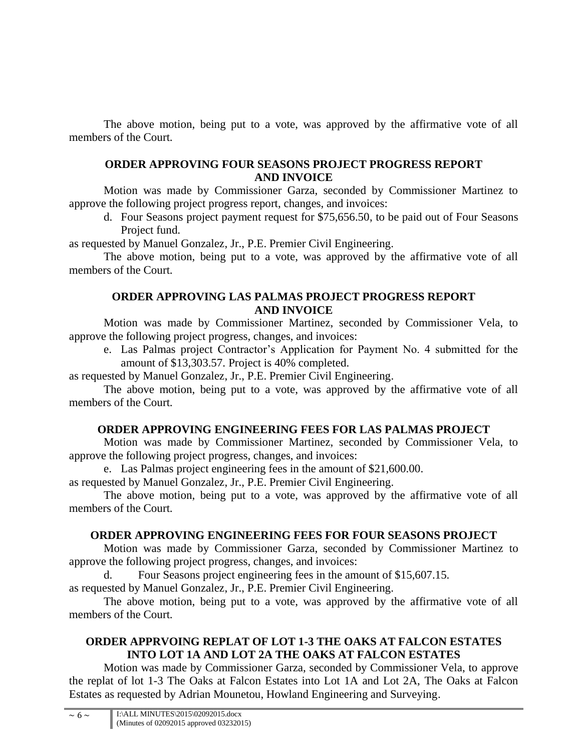The above motion, being put to a vote, was approved by the affirmative vote of all members of the Court.

**ORDER APPROVING FOUR SEASONS PROJECT PROGRESS REPORT AND INVOICE**

Motion was made by Commissioner Garza, seconded by Commissioner Martinez to approve the following project progress report, changes, and invoices:

d. Four Seasons project payment request for $75,656.50, to be paid out of Four Seasons Project fund.

as requested by Manuel Gonzalez, Jr., P.E. Premier Civil Engineering.

The above motion, being put to a vote, was approved by the affirmative vote of all members of the Court.

**ORDER APPROVING LAS PALMAS PROJECT PROGRESS REPORT AND INVOICE**

Motion was made by Commissioner Martinez, seconded by Commissioner Vela, to approve the following project progress, changes, and invoices:

e. Las Palmas project Contractor's Application for Payment No. 4 submitted for the amount of $13,303.57. Project is 40% completed.

as requested by Manuel Gonzalez, Jr., P.E. Premier Civil Engineering.

The above motion, being put to a vote, was approved by the affirmative vote of all members of the Court.

**ORDER APPROVING ENGINEERING FEES FOR LAS PALMAS PROJECT**

Motion was made by Commissioner Martinez, seconded by Commissioner Vela, to approve the following project progress, changes, and invoices:

e. Las Palmas project engineering fees in the amount of $21,600.00.

as requested by Manuel Gonzalez, Jr., P.E. Premier Civil Engineering.

The above motion, being put to a vote, was approved by the affirmative vote of all members of the Court.

**ORDER APPROVING ENGINEERING FEES FOR FOUR SEASONS PROJECT**

Motion was made by Commissioner Garza, seconded by Commissioner Martinez to approve the following project progress, changes, and invoices:

d. Four Seasons project engineering fees in the amount of $15,607.15.

as requested by Manuel Gonzalez, Jr., P.E. Premier Civil Engineering.

The above motion, being put to a vote, was approved by the affirmative vote of all members of the Court.

**ORDER APPRVOING REPLAT OF LOT 1-3 THE OAKS AT FALCON ESTATES INTO LOT 1A AND LOT 2A THE OAKS AT FALCON ESTATES**

Motion was made by Commissioner Garza, seconded by Commissioner Vela, to approve the replat of lot 1-3 The Oaks at Falcon Estates into Lot 1A and Lot 2A, The Oaks at Falcon Estates as requested by Adrian Mounetou, Howland Engineering and Surveying.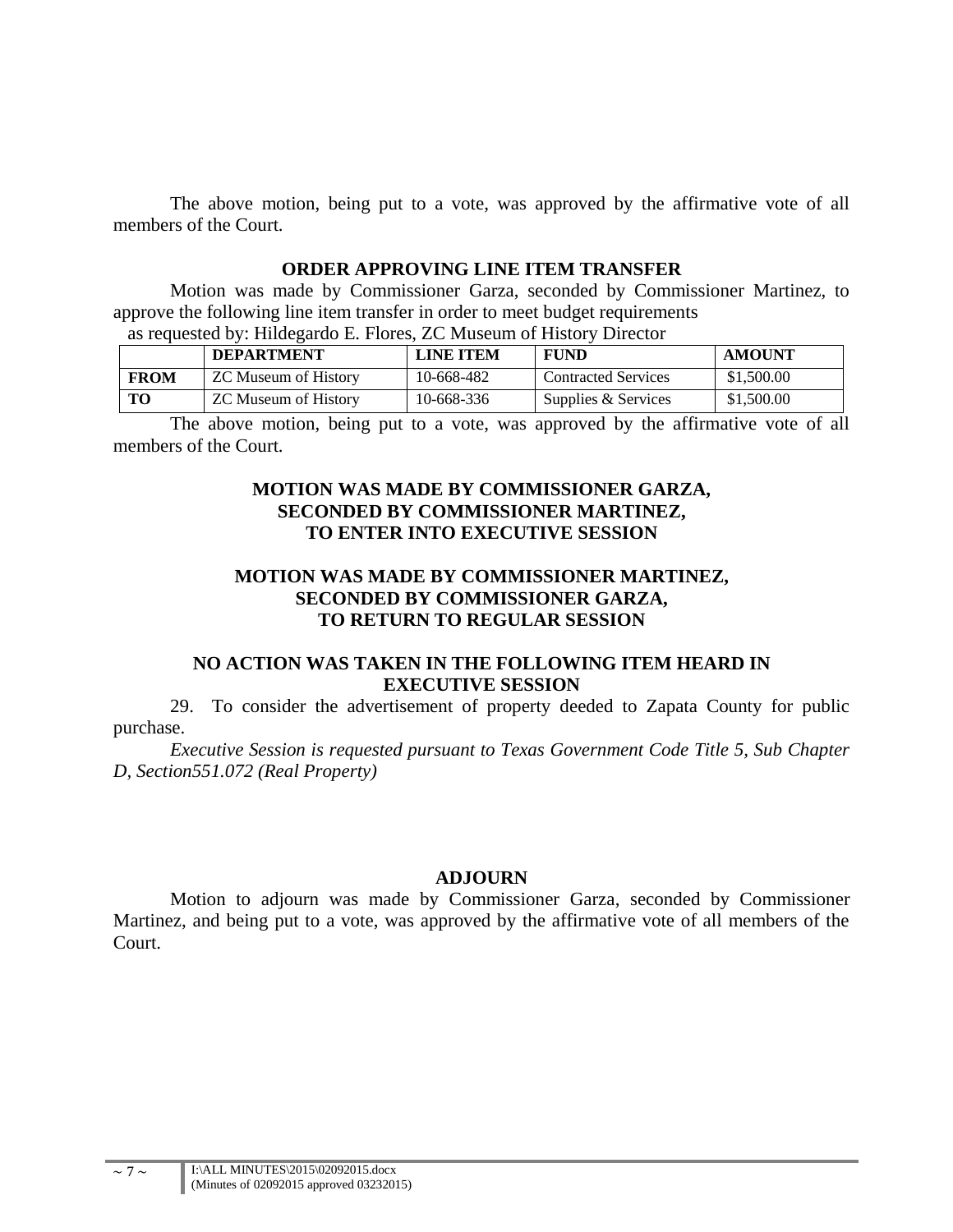The above motion, being put to a vote, was approved by the affirmative vote of all members of the Court.

**ORDER APPROVING LINE ITEM TRANSFER**

Motion was made by Commissioner Garza, seconded by Commissioner Martinez, to approve the following line item transfer in order to meet budget requirements as requested by: Hildegardo E. Flores, ZC Museum of History Director

| | DEPARTMENT | LINE ITEM | FUND | AMOUNT |
|---|---|---|---|---|
| **FROM** | ZC Museum of History | 10-668-482 | Contracted Services | $1,500.00 |
| **TO** | ZC Museum of History | 10-668-336 | Supplies & Services | $1,500.00 |

The above motion, being put to a vote, was approved by the affirmative vote of all members of the Court.

**MOTION WAS MADE BY COMMISSIONER GARZA, SECONDED BY COMMISSIONER MARTINEZ, TO ENTER INTO EXECUTIVE SESSION**

**MOTION WAS MADE BY COMMISSIONER MARTINEZ, SECONDED BY COMMISSIONER GARZA, TO RETURN TO REGULAR SESSION**

**NO ACTION WAS TAKEN IN THE FOLLOWING ITEM HEARD IN EXECUTIVE SESSION**

29. To consider the advertisement of property deeded to Zapata County for public purchase.

*Executive Session is requested pursuant to Texas Government Code Title 5, Sub Chapter D, Section551.072 (Real Property)*

**ADJOURN**

Motion to adjourn was made by Commissioner Garza, seconded by Commissioner Martinez, and being put to a vote, was approved by the affirmative vote of all members of the Court.

I:\ALL MINUTES\2015\02092015.docx
(Minutes of 02092015 approved 03232015)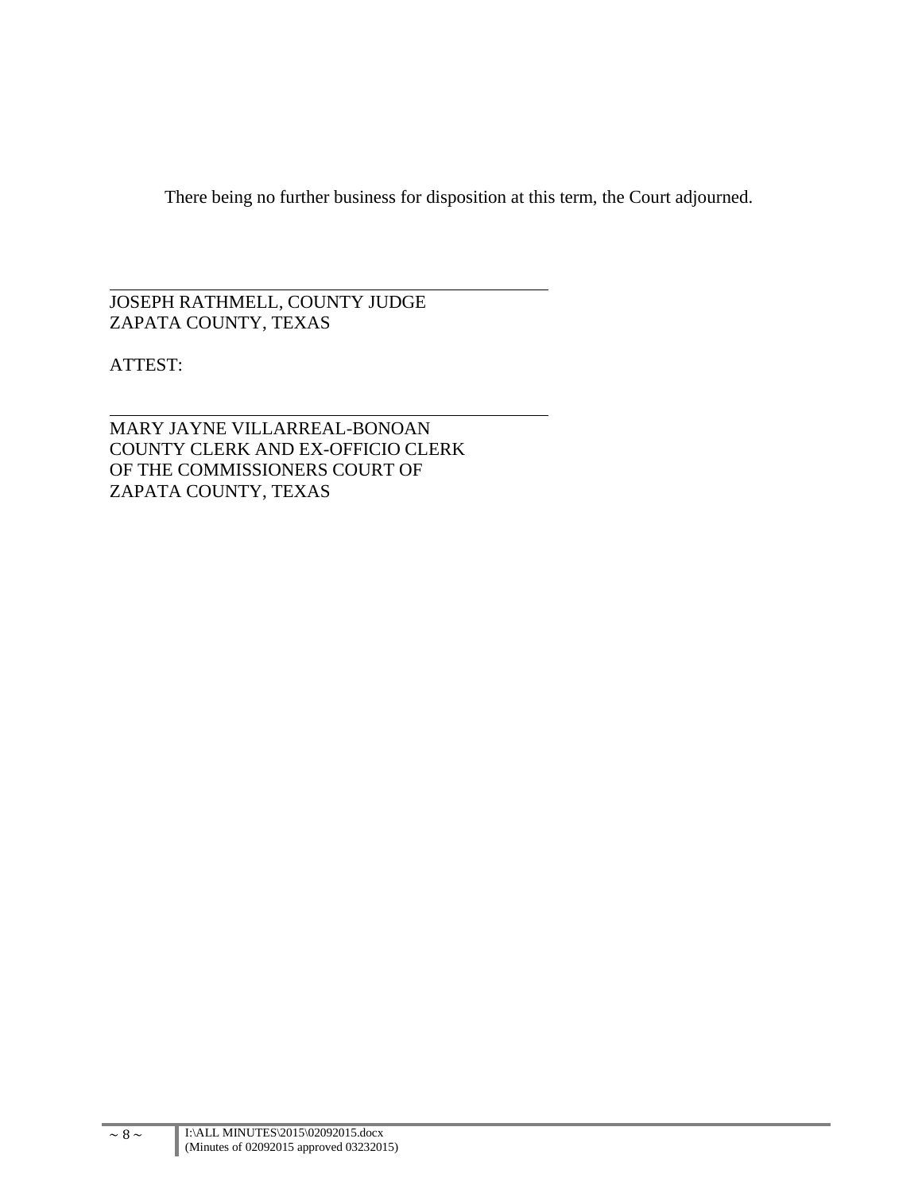There being no further business for disposition at this term, the Court adjourned.

\_\_\_\_\_\_\_\_\_\_\_\_\_\_\_\_\_\_\_\_\_\_\_\_\_\_\_\_\_\_\_\_\_\_\_\_\_\_\_\_

JOSEPH RATHMELL, COUNTY JUDGE
ZAPATA COUNTY, TEXAS

ATTEST:

\_\_\_\_\_\_\_\_\_\_\_\_\_\_\_\_\_\_\_\_\_\_\_\_\_\_\_\_\_\_\_\_\_\_\_\_\_\_\_\_

MARY JAYNE VILLARREAL-BONOAN
COUNTY CLERK AND EX-OFFICIO CLERK
OF THE COMMISSIONERS COURT OF
ZAPATA COUNTY, TEXAS